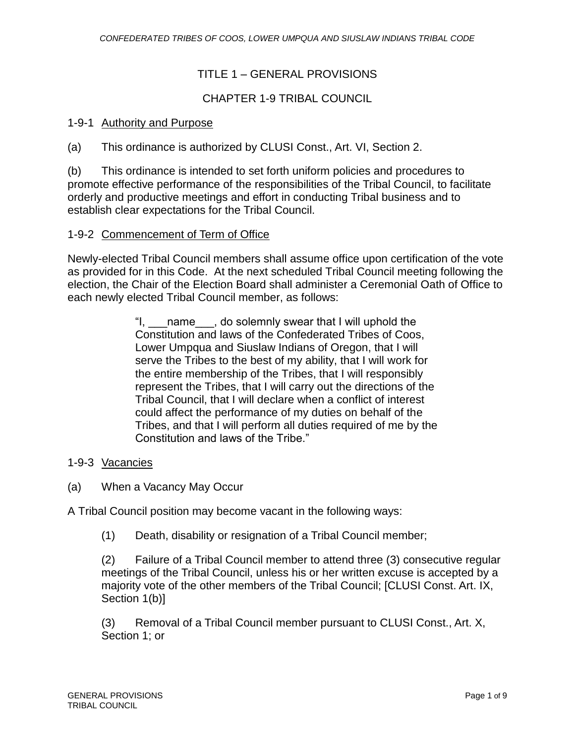# TITLE 1 – GENERAL PROVISIONS

## CHAPTER 1-9 TRIBAL COUNCIL

### 1-9-1 Authority and Purpose

(a) This ordinance is authorized by CLUSI Const., Art. VI, Section 2.

(b) This ordinance is intended to set forth uniform policies and procedures to promote effective performance of the responsibilities of the Tribal Council, to facilitate orderly and productive meetings and effort in conducting Tribal business and to establish clear expectations for the Tribal Council.

### 1-9-2 Commencement of Term of Office

Newly-elected Tribal Council members shall assume office upon certification of the vote as provided for in this Code. At the next scheduled Tribal Council meeting following the election, the Chair of the Election Board shall administer a Ceremonial Oath of Office to each newly elected Tribal Council member, as follows:

> "I, ___name___, do solemnly swear that I will uphold the Constitution and laws of the Confederated Tribes of Coos, Lower Umpqua and Siuslaw Indians of Oregon, that I will serve the Tribes to the best of my ability, that I will work for the entire membership of the Tribes, that I will responsibly represent the Tribes, that I will carry out the directions of the Tribal Council, that I will declare when a conflict of interest could affect the performance of my duties on behalf of the Tribes, and that I will perform all duties required of me by the Constitution and laws of the Tribe."

### 1-9-3 Vacancies

(a) When a Vacancy May Occur

A Tribal Council position may become vacant in the following ways:

(1) Death, disability or resignation of a Tribal Council member;

(2) Failure of a Tribal Council member to attend three (3) consecutive regular meetings of the Tribal Council, unless his or her written excuse is accepted by a majority vote of the other members of the Tribal Council; [CLUSI Const. Art. IX, Section 1(b)]

(3) Removal of a Tribal Council member pursuant to CLUSI Const., Art. X, Section 1; or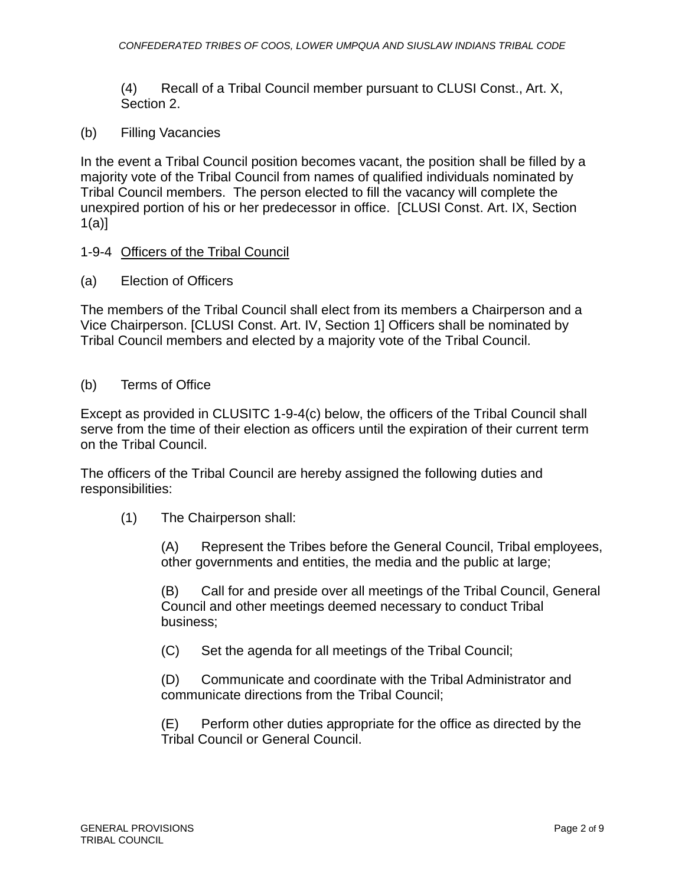(4) Recall of a Tribal Council member pursuant to CLUSI Const., Art. X, Section 2.

(b) Filling Vacancies

In the event a Tribal Council position becomes vacant, the position shall be filled by a majority vote of the Tribal Council from names of qualified individuals nominated by Tribal Council members. The person elected to fill the vacancy will complete the unexpired portion of his or her predecessor in office. [CLUSI Const. Art. IX, Section 1(a)]

1-9-4 <u>Officers of the Tribal Council</u>

(a) Election of Officers

The members of the Tribal Council shall elect from its members a Chairperson and a Vice Chairperson. [CLUSI Const. Art. IV, Section 1] Officers shall be nominated by Tribal Council members and elected by a majority vote of the Tribal Council.

(b) Terms of Office

Except as provided in CLUSITC 1-9-4(c) below, the officers of the Tribal Council shall serve from the time of their election as officers until the expiration of their current term on the Tribal Council.

The officers of the Tribal Council are hereby assigned the following duties and responsibilities:

(1) The Chairperson shall:

(A) Represent the Tribes before the General Council, Tribal employees, other governments and entities, the media and the public at large;

(B) Call for and preside over all meetings of the Tribal Council, General Council and other meetings deemed necessary to conduct Tribal business;

(C) Set the agenda for all meetings of the Tribal Council;

(D) Communicate and coordinate with the Tribal Administrator and communicate directions from the Tribal Council;

(E) Perform other duties appropriate for the office as directed by the Tribal Council or General Council.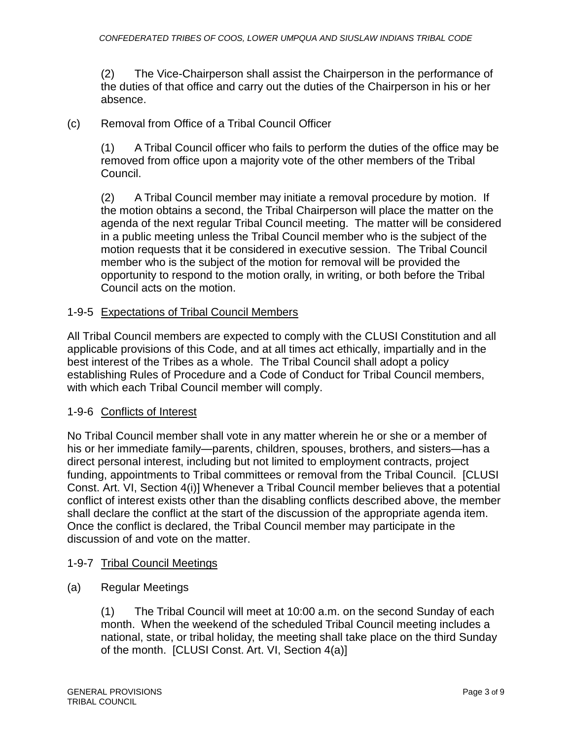(2) The Vice-Chairperson shall assist the Chairperson in the performance of the duties of that office and carry out the duties of the Chairperson in his or her absence.

(c) Removal from Office of a Tribal Council Officer

(1) A Tribal Council officer who fails to perform the duties of the office may be removed from office upon a majority vote of the other members of the Tribal Council.

(2) A Tribal Council member may initiate a removal procedure by motion. If the motion obtains a second, the Tribal Chairperson will place the matter on the agenda of the next regular Tribal Council meeting. The matter will be considered in a public meeting unless the Tribal Council member who is the subject of the motion requests that it be considered in executive session. The Tribal Council member who is the subject of the motion for removal will be provided the opportunity to respond to the motion orally, in writing, or both before the Tribal Council acts on the motion.

### 1-9-5 Expectations of Tribal Council Members

All Tribal Council members are expected to comply with the CLUSI Constitution and all applicable provisions of this Code, and at all times act ethically, impartially and in the best interest of the Tribes as a whole. The Tribal Council shall adopt a policy establishing Rules of Procedure and a Code of Conduct for Tribal Council members, with which each Tribal Council member will comply.

### 1-9-6 Conflicts of Interest

No Tribal Council member shall vote in any matter wherein he or she or a member of his or her immediate family—parents, children, spouses, brothers, and sisters—has a direct personal interest, including but not limited to employment contracts, project funding, appointments to Tribal committees or removal from the Tribal Council. [CLUSI Const. Art. VI, Section 4(i)] Whenever a Tribal Council member believes that a potential conflict of interest exists other than the disabling conflicts described above, the member shall declare the conflict at the start of the discussion of the appropriate agenda item. Once the conflict is declared, the Tribal Council member may participate in the discussion of and vote on the matter.

### 1-9-7 Tribal Council Meetings

(a) Regular Meetings

(1) The Tribal Council will meet at 10:00 a.m. on the second Sunday of each month. When the weekend of the scheduled Tribal Council meeting includes a national, state, or tribal holiday, the meeting shall take place on the third Sunday of the month. [CLUSI Const. Art. VI, Section 4(a)]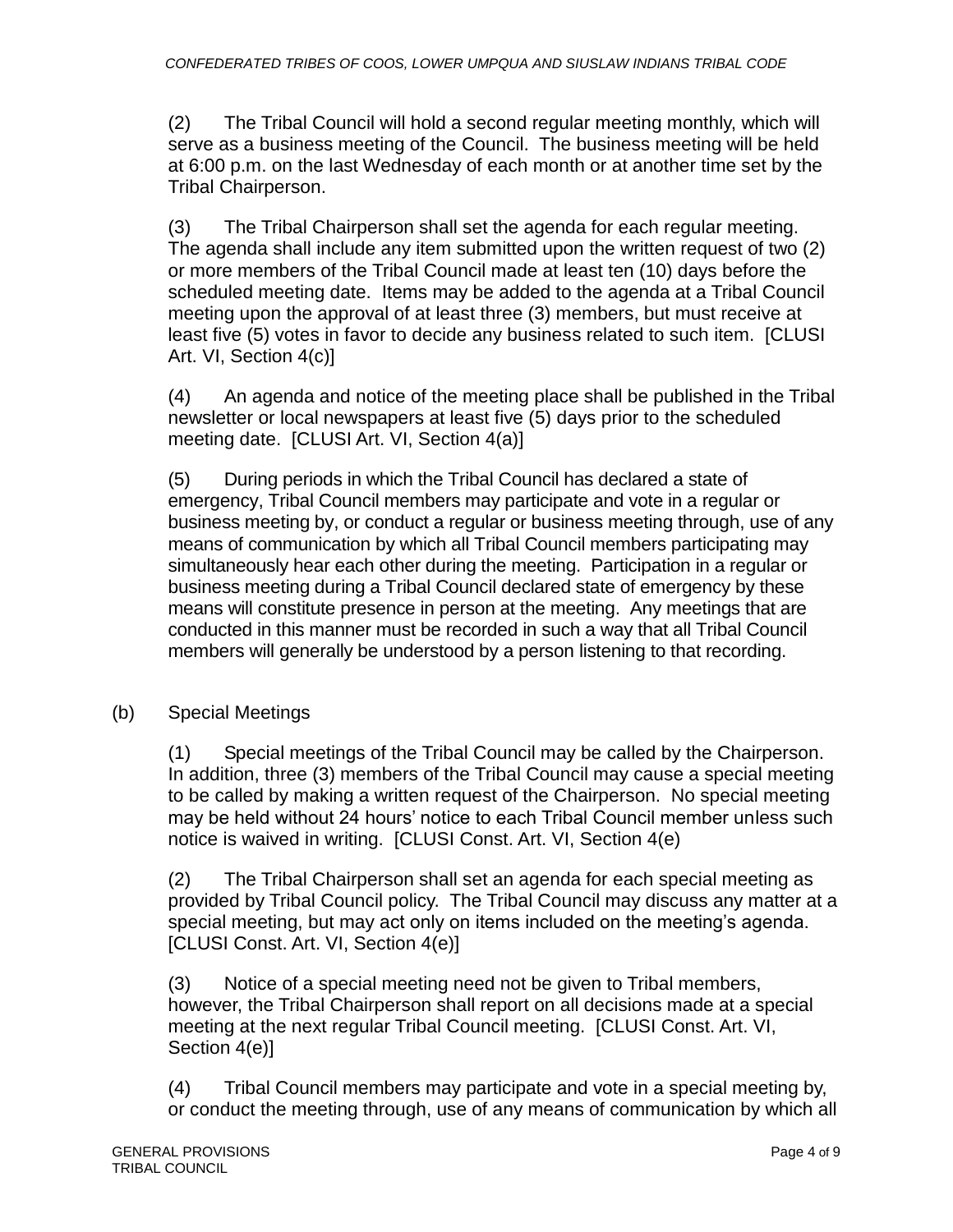(2) The Tribal Council will hold a second regular meeting monthly, which will serve as a business meeting of the Council. The business meeting will be held at 6:00 p.m. on the last Wednesday of each month or at another time set by the Tribal Chairperson.

(3) The Tribal Chairperson shall set the agenda for each regular meeting. The agenda shall include any item submitted upon the written request of two (2) or more members of the Tribal Council made at least ten (10) days before the scheduled meeting date. Items may be added to the agenda at a Tribal Council meeting upon the approval of at least three (3) members, but must receive at least five (5) votes in favor to decide any business related to such item. [CLUSI Art. VI, Section 4(c)]

(4) An agenda and notice of the meeting place shall be published in the Tribal newsletter or local newspapers at least five (5) days prior to the scheduled meeting date. [CLUSI Art. VI, Section 4(a)]

(5) During periods in which the Tribal Council has declared a state of emergency, Tribal Council members may participate and vote in a regular or business meeting by, or conduct a regular or business meeting through, use of any means of communication by which all Tribal Council members participating may simultaneously hear each other during the meeting. Participation in a regular or business meeting during a Tribal Council declared state of emergency by these means will constitute presence in person at the meeting. Any meetings that are conducted in this manner must be recorded in such a way that all Tribal Council members will generally be understood by a person listening to that recording.

(b) Special Meetings

(1) Special meetings of the Tribal Council may be called by the Chairperson. In addition, three (3) members of the Tribal Council may cause a special meeting to be called by making a written request of the Chairperson. No special meeting may be held without 24 hours' notice to each Tribal Council member unless such notice is waived in writing. [CLUSI Const. Art. VI, Section 4(e)

(2) The Tribal Chairperson shall set an agenda for each special meeting as provided by Tribal Council policy. The Tribal Council may discuss any matter at a special meeting, but may act only on items included on the meeting's agenda. [CLUSI Const. Art. VI, Section 4(e)]

(3) Notice of a special meeting need not be given to Tribal members, however, the Tribal Chairperson shall report on all decisions made at a special meeting at the next regular Tribal Council meeting. [CLUSI Const. Art. VI, Section 4(e)]

(4) Tribal Council members may participate and vote in a special meeting by, or conduct the meeting through, use of any means of communication by which all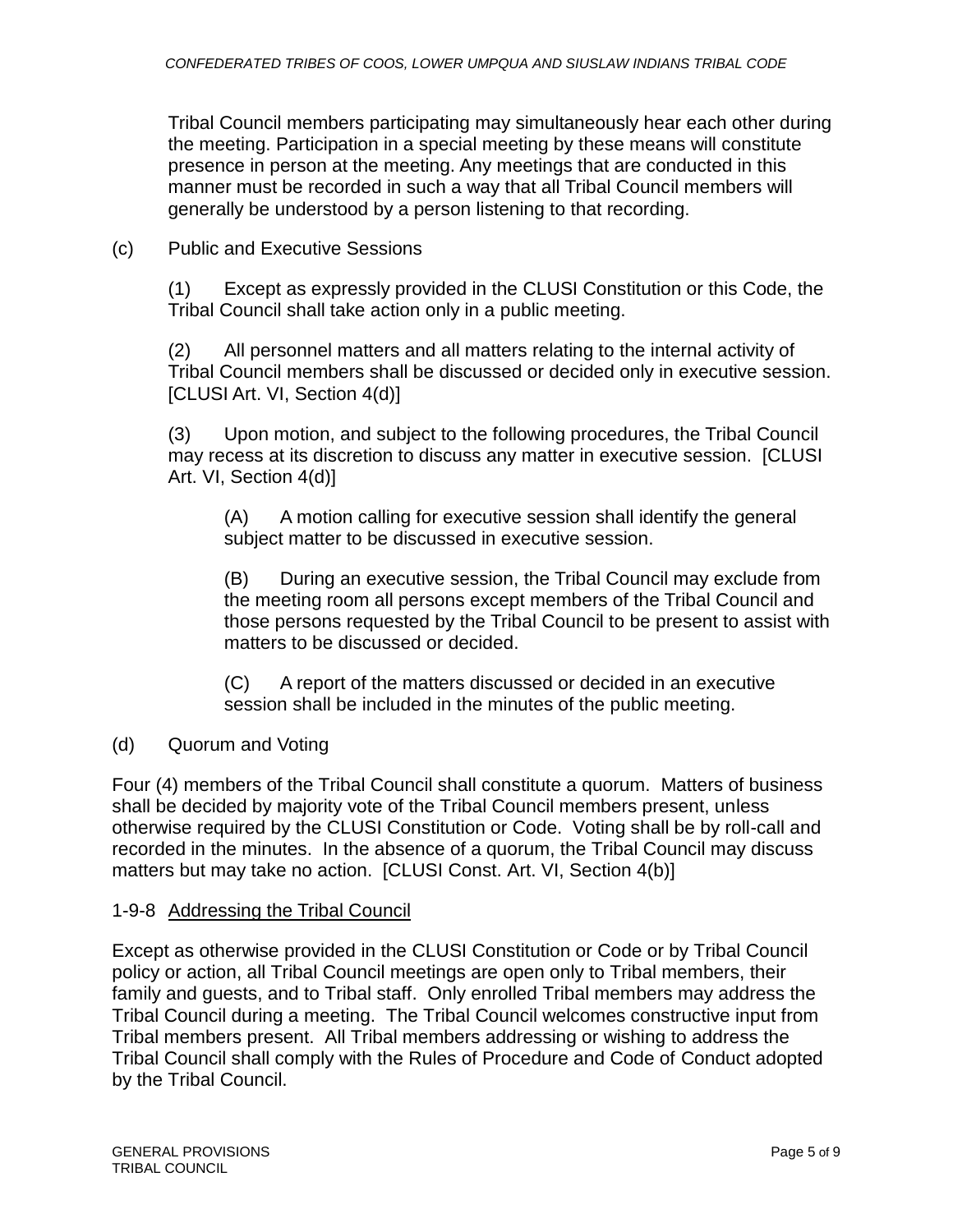Tribal Council members participating may simultaneously hear each other during the meeting. Participation in a special meeting by these means will constitute presence in person at the meeting. Any meetings that are conducted in this manner must be recorded in such a way that all Tribal Council members will generally be understood by a person listening to that recording.

(c) Public and Executive Sessions

(1) Except as expressly provided in the CLUSI Constitution or this Code, the Tribal Council shall take action only in a public meeting.

(2) All personnel matters and all matters relating to the internal activity of Tribal Council members shall be discussed or decided only in executive session. [CLUSI Art. VI, Section 4(d)]

(3) Upon motion, and subject to the following procedures, the Tribal Council may recess at its discretion to discuss any matter in executive session. [CLUSI Art. VI, Section 4(d)]

(A) A motion calling for executive session shall identify the general subject matter to be discussed in executive session.

(B) During an executive session, the Tribal Council may exclude from the meeting room all persons except members of the Tribal Council and those persons requested by the Tribal Council to be present to assist with matters to be discussed or decided.

(C) A report of the matters discussed or decided in an executive session shall be included in the minutes of the public meeting.

(d) Quorum and Voting

Four (4) members of the Tribal Council shall constitute a quorum. Matters of business shall be decided by majority vote of the Tribal Council members present, unless otherwise required by the CLUSI Constitution or Code. Voting shall be by roll-call and recorded in the minutes. In the absence of a quorum, the Tribal Council may discuss matters but may take no action. [CLUSI Const. Art. VI, Section 4(b)]

1-9-8 Addressing the Tribal Council

Except as otherwise provided in the CLUSI Constitution or Code or by Tribal Council policy or action, all Tribal Council meetings are open only to Tribal members, their family and guests, and to Tribal staff. Only enrolled Tribal members may address the Tribal Council during a meeting. The Tribal Council welcomes constructive input from Tribal members present. All Tribal members addressing or wishing to address the Tribal Council shall comply with the Rules of Procedure and Code of Conduct adopted by the Tribal Council.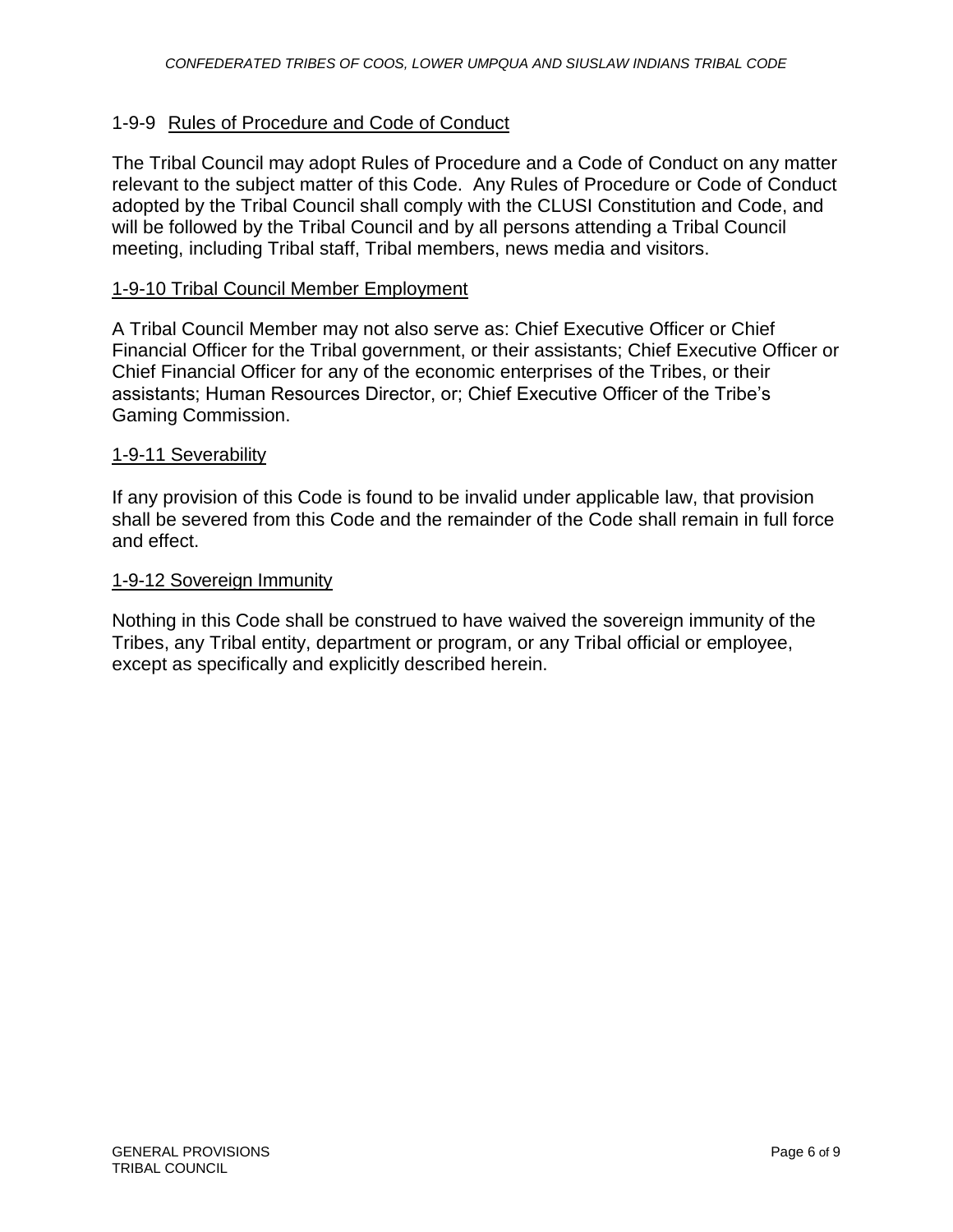## 1-9-9 Rules of Procedure and Code of Conduct

The Tribal Council may adopt Rules of Procedure and a Code of Conduct on any matter relevant to the subject matter of this Code. Any Rules of Procedure or Code of Conduct adopted by the Tribal Council shall comply with the CLUSI Constitution and Code, and will be followed by the Tribal Council and by all persons attending a Tribal Council meeting, including Tribal staff, Tribal members, news media and visitors.

## 1-9-10 Tribal Council Member Employment

A Tribal Council Member may not also serve as: Chief Executive Officer or Chief Financial Officer for the Tribal government, or their assistants; Chief Executive Officer or Chief Financial Officer for any of the economic enterprises of the Tribes, or their assistants; Human Resources Director, or; Chief Executive Officer of the Tribe's Gaming Commission.

## 1-9-11 Severability

If any provision of this Code is found to be invalid under applicable law, that provision shall be severed from this Code and the remainder of the Code shall remain in full force and effect.

## 1-9-12 Sovereign Immunity

Nothing in this Code shall be construed to have waived the sovereign immunity of the Tribes, any Tribal entity, department or program, or any Tribal official or employee, except as specifically and explicitly described herein.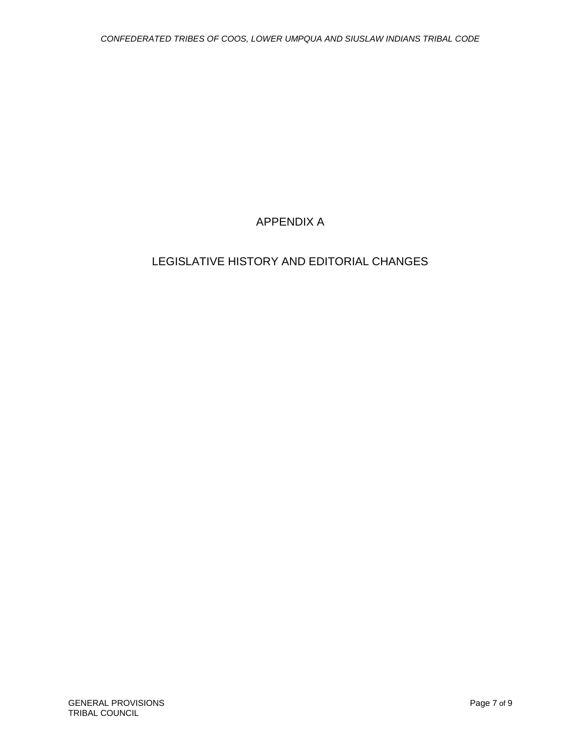# APPENDIX A

# LEGISLATIVE HISTORY AND EDITORIAL CHANGES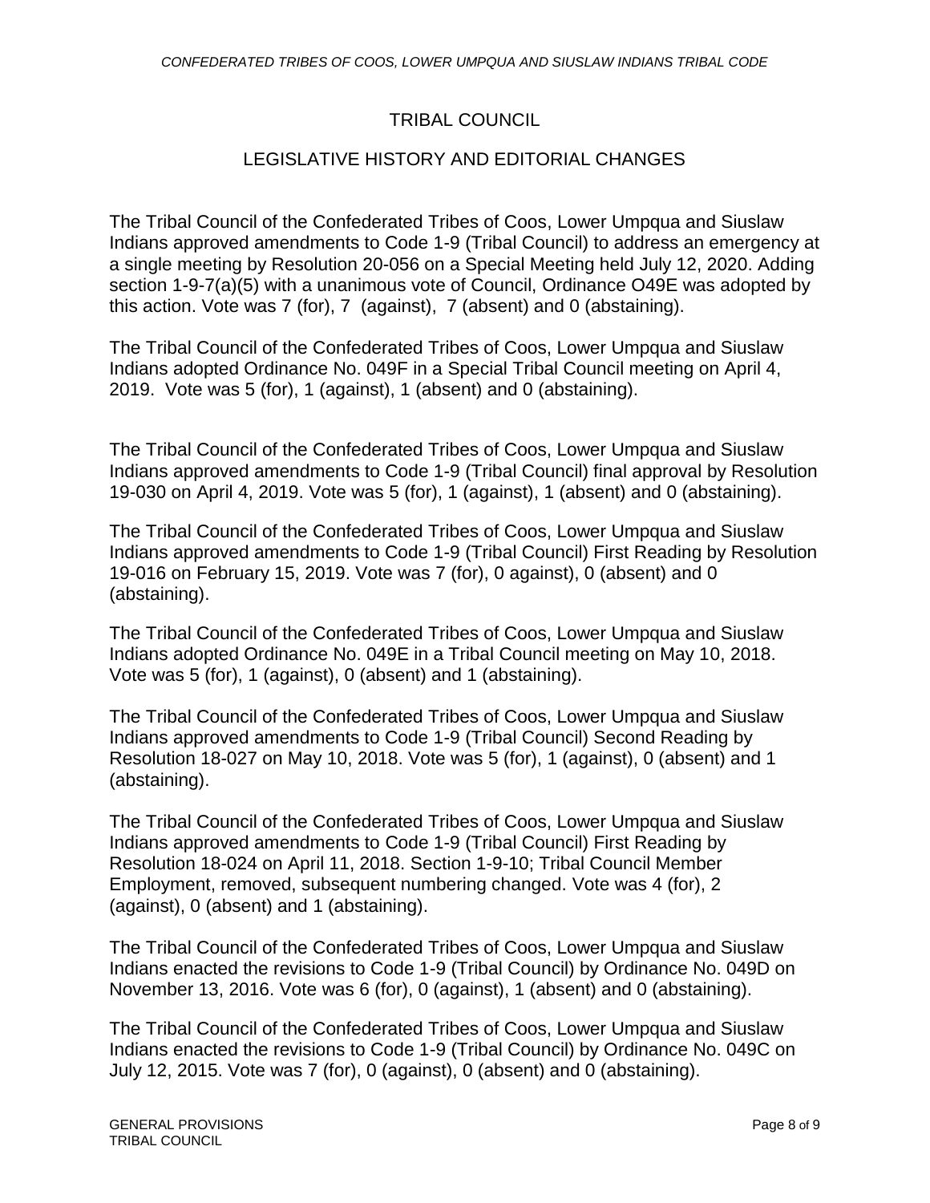## TRIBAL COUNCIL

## LEGISLATIVE HISTORY AND EDITORIAL CHANGES

The Tribal Council of the Confederated Tribes of Coos, Lower Umpqua and Siuslaw Indians approved amendments to Code 1-9 (Tribal Council) to address an emergency at a single meeting by Resolution 20-056 on a Special Meeting held July 12, 2020. Adding section 1-9-7(a)(5) with a unanimous vote of Council, Ordinance O49E was adopted by this action. Vote was 7 (for), 7 (against), 7 (absent) and 0 (abstaining).

The Tribal Council of the Confederated Tribes of Coos, Lower Umpqua and Siuslaw Indians adopted Ordinance No. 049F in a Special Tribal Council meeting on April 4, 2019. Vote was 5 (for), 1 (against), 1 (absent) and 0 (abstaining).

The Tribal Council of the Confederated Tribes of Coos, Lower Umpqua and Siuslaw Indians approved amendments to Code 1-9 (Tribal Council) final approval by Resolution 19-030 on April 4, 2019. Vote was 5 (for), 1 (against), 1 (absent) and 0 (abstaining).

The Tribal Council of the Confederated Tribes of Coos, Lower Umpqua and Siuslaw Indians approved amendments to Code 1-9 (Tribal Council) First Reading by Resolution 19-016 on February 15, 2019. Vote was 7 (for), 0 against), 0 (absent) and 0 (abstaining).

The Tribal Council of the Confederated Tribes of Coos, Lower Umpqua and Siuslaw Indians adopted Ordinance No. 049E in a Tribal Council meeting on May 10, 2018. Vote was 5 (for), 1 (against), 0 (absent) and 1 (abstaining).

The Tribal Council of the Confederated Tribes of Coos, Lower Umpqua and Siuslaw Indians approved amendments to Code 1-9 (Tribal Council) Second Reading by Resolution 18-027 on May 10, 2018. Vote was 5 (for), 1 (against), 0 (absent) and 1 (abstaining).

The Tribal Council of the Confederated Tribes of Coos, Lower Umpqua and Siuslaw Indians approved amendments to Code 1-9 (Tribal Council) First Reading by Resolution 18-024 on April 11, 2018. Section 1-9-10; Tribal Council Member Employment, removed, subsequent numbering changed. Vote was 4 (for), 2 (against), 0 (absent) and 1 (abstaining).

The Tribal Council of the Confederated Tribes of Coos, Lower Umpqua and Siuslaw Indians enacted the revisions to Code 1-9 (Tribal Council) by Ordinance No. 049D on November 13, 2016. Vote was 6 (for), 0 (against), 1 (absent) and 0 (abstaining).

The Tribal Council of the Confederated Tribes of Coos, Lower Umpqua and Siuslaw Indians enacted the revisions to Code 1-9 (Tribal Council) by Ordinance No. 049C on July 12, 2015. Vote was 7 (for), 0 (against), 0 (absent) and 0 (abstaining).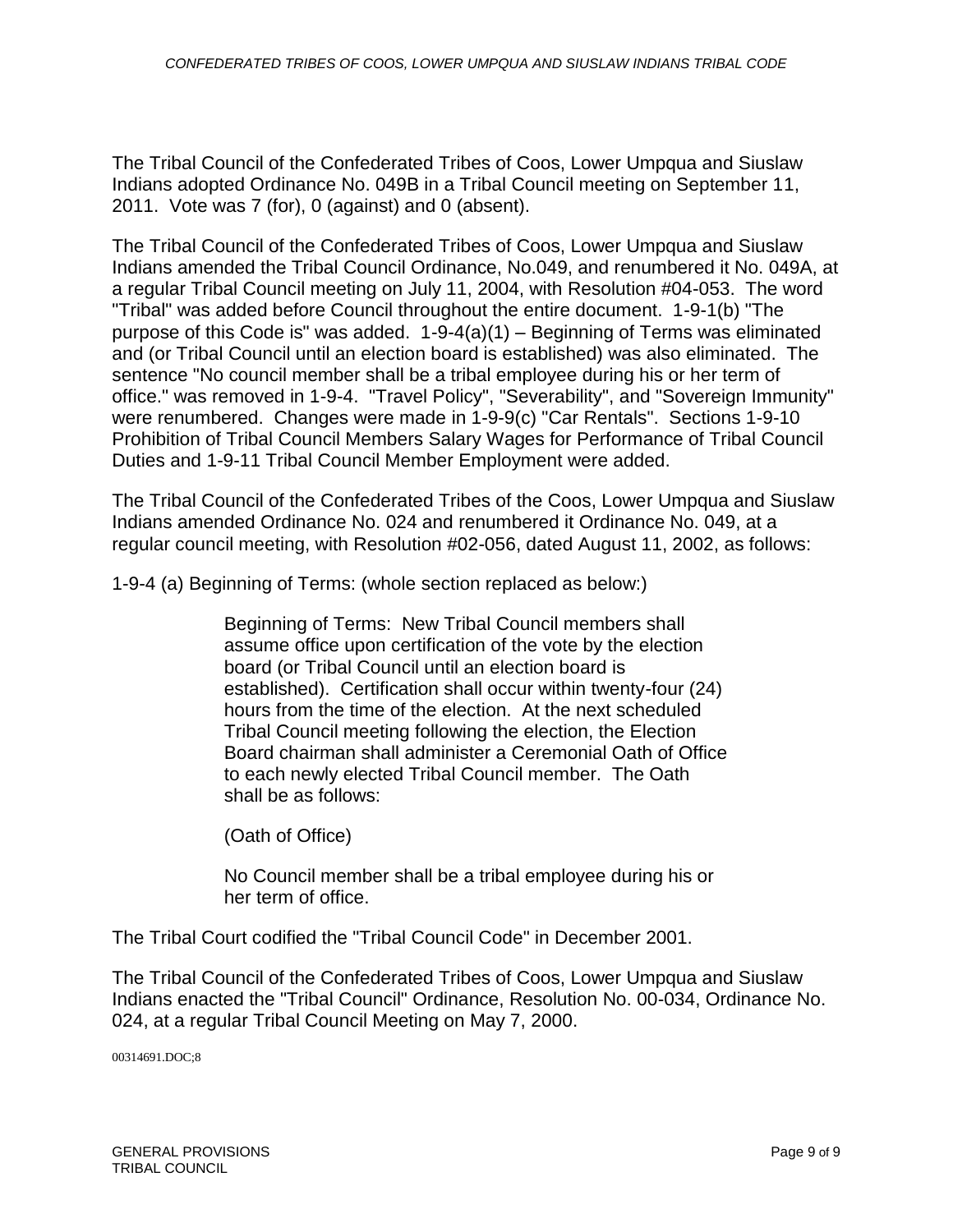The Tribal Council of the Confederated Tribes of Coos, Lower Umpqua and Siuslaw Indians adopted Ordinance No. 049B in a Tribal Council meeting on September 11, 2011. Vote was 7 (for), 0 (against) and 0 (absent).

The Tribal Council of the Confederated Tribes of Coos, Lower Umpqua and Siuslaw Indians amended the Tribal Council Ordinance, No.049, and renumbered it No. 049A, at a regular Tribal Council meeting on July 11, 2004, with Resolution #04-053. The word "Tribal" was added before Council throughout the entire document. 1-9-1(b) "The purpose of this Code is" was added. 1-9-4(a)(1) – Beginning of Terms was eliminated and (or Tribal Council until an election board is established) was also eliminated. The sentence "No council member shall be a tribal employee during his or her term of office." was removed in 1-9-4. "Travel Policy", "Severability", and "Sovereign Immunity" were renumbered. Changes were made in 1-9-9(c) "Car Rentals". Sections 1-9-10 Prohibition of Tribal Council Members Salary Wages for Performance of Tribal Council Duties and 1-9-11 Tribal Council Member Employment were added.

The Tribal Council of the Confederated Tribes of the Coos, Lower Umpqua and Siuslaw Indians amended Ordinance No. 024 and renumbered it Ordinance No. 049, at a regular council meeting, with Resolution #02-056, dated August 11, 2002, as follows:

1-9-4 (a) Beginning of Terms: (whole section replaced as below:)

> Beginning of Terms: New Tribal Council members shall assume office upon certification of the vote by the election board (or Tribal Council until an election board is established). Certification shall occur within twenty-four (24) hours from the time of the election. At the next scheduled Tribal Council meeting following the election, the Election Board chairman shall administer a Ceremonial Oath of Office to each newly elected Tribal Council member. The Oath shall be as follows:
>
> (Oath of Office)
>
> No Council member shall be a tribal employee during his or her term of office.

The Tribal Court codified the "Tribal Council Code" in December 2001.

The Tribal Council of the Confederated Tribes of Coos, Lower Umpqua and Siuslaw Indians enacted the "Tribal Council" Ordinance, Resolution No. 00-034, Ordinance No. 024, at a regular Tribal Council Meeting on May 7, 2000.

00314691.DOC;8